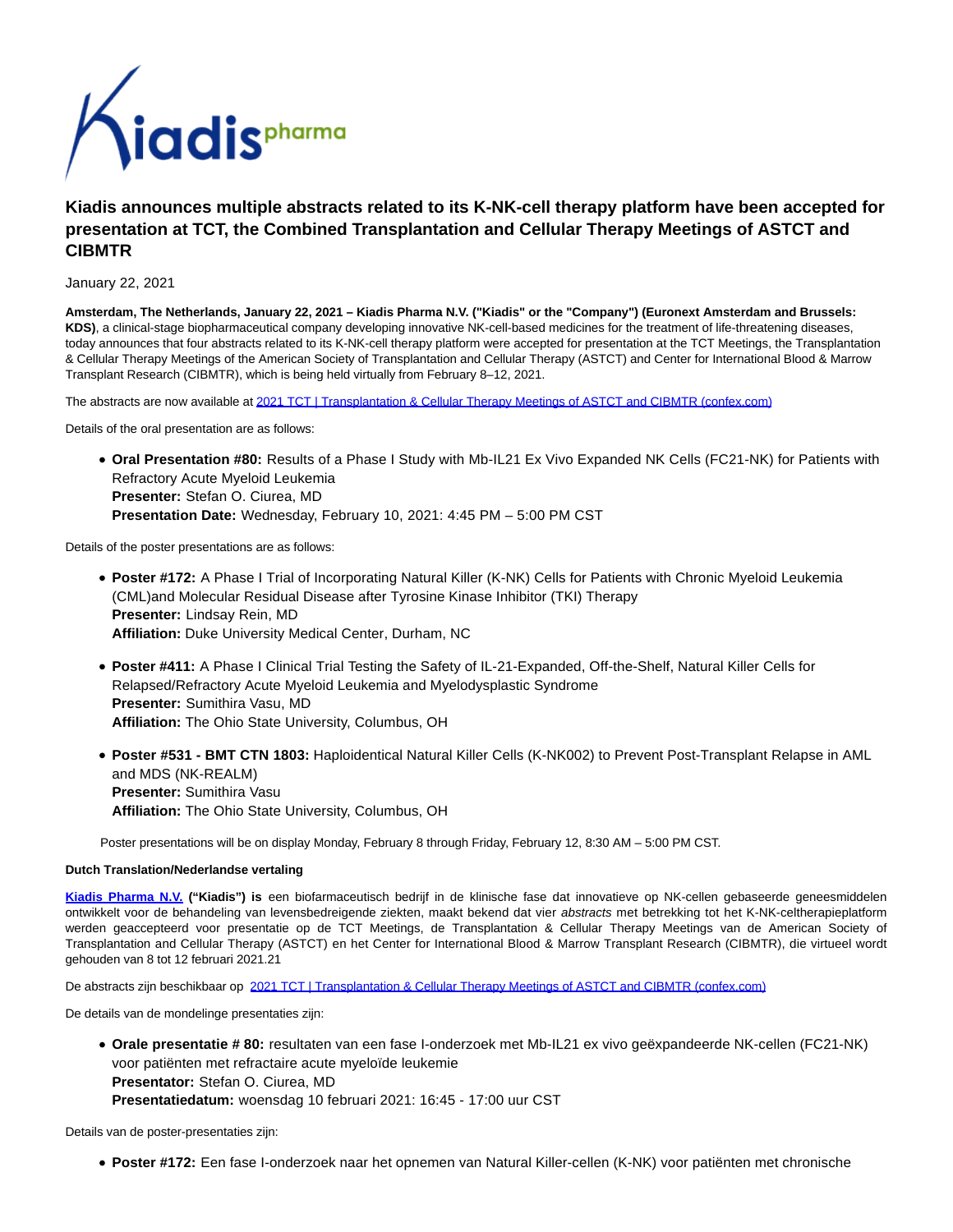# Kiadis announces multiple abstracts related to its K-NK-cell therapy platform have been accepted for presentation at TCT, the Combined Transplantation and Cellular Therapy Meetings of ASTCT and CIBMTR

January 22, 2021

**Amsterdam, The Netherlands, January 22, 2021 – Kiadis Pharma N.V. ("Kiadis" or the "Company") (Euronext Amsterdam and Brussels: KDS)**, a clinical-stage biopharmaceutical company developing innovative NK-cell-based medicines for the treatment of life-threatening diseases, today announces that four abstracts related to its K-NK-cell therapy platform were accepted for presentation at the TCT Meetings, the Transplantation & Cellular Therapy Meetings of the American Society of Transplantation and Cellular Therapy (ASTCT) and Center for International Blood & Marrow Transplant Research (CIBMTR), which is being held virtually from February 8–12, 2021.

The abstracts are now available at [2021 TCT | Transplantation & Cellular Therapy Meetings of ASTCT and CIBMTR (confex.com)]

Details of the oral presentation are as follows:

- **Oral Presentation #80:** Results of a Phase I Study with Mb-IL21 Ex Vivo Expanded NK Cells (FC21-NK) for Patients with Refractory Acute Myeloid Leukemia
  **Presenter:** Stefan O. Ciurea, MD
  **Presentation Date:** Wednesday, February 10, 2021: 4:45 PM – 5:00 PM CST

Details of the poster presentations are as follows:

- **Poster #172:** A Phase I Trial of Incorporating Natural Killer (K-NK) Cells for Patients with Chronic Myeloid Leukemia (CML)and Molecular Residual Disease after Tyrosine Kinase Inhibitor (TKI) Therapy
  **Presenter:** Lindsay Rein, MD
  **Affiliation:** Duke University Medical Center, Durham, NC

- **Poster #411:** A Phase I Clinical Trial Testing the Safety of IL-21-Expanded, Off-the-Shelf, Natural Killer Cells for Relapsed/Refractory Acute Myeloid Leukemia and Myelodysplastic Syndrome
  **Presenter:** Sumithira Vasu, MD
  **Affiliation:** The Ohio State University, Columbus, OH

- **Poster #531 - BMT CTN 1803:** Haploidentical Natural Killer Cells (K-NK002) to Prevent Post-Transplant Relapse in AML and MDS (NK-REALM)
  **Presenter:** Sumithira Vasu
  **Affiliation:** The Ohio State University, Columbus, OH

Poster presentations will be on display Monday, February 8 through Friday, February 12, 8:30 AM – 5:00 PM CST.

**Dutch Translation/Nederlandse vertaling**

**Kiadis Pharma N.V. ("Kiadis") is** een biofarmaceutisch bedrijf in de klinische fase dat innovatieve op NK-cellen gebaseerde geneesmiddelen ontwikkelt voor de behandeling van levensbedreigende ziekten, maakt bekend dat vier *abstracts* met betrekking tot het K-NK-celtherapieplatform werden geaccepteerd voor presentatie op de TCT Meetings, de Transplantation & Cellular Therapy Meetings van de American Society of Transplantation and Cellular Therapy (ASTCT) en het Center for International Blood & Marrow Transplant Research (CIBMTR), die virtueel wordt gehouden van 8 tot 12 februari 2021.21

De abstracts zijn beschikbaar op [2021 TCT | Transplantation & Cellular Therapy Meetings of ASTCT and CIBMTR (confex.com)]

De details van de mondelinge presentaties zijn:

- **Orale presentatie # 80:** resultaten van een fase I-onderzoek met Mb-IL21 ex vivo geëxpandeerde NK-cellen (FC21-NK) voor patiënten met refractaire acute myeloïde leukemie
  **Presentator:** Stefan O. Ciurea, MD
  **Presentatiedatum:** woensdag 10 februari 2021: 16:45 - 17:00 uur CST

Details van de poster-presentaties zijn:

- **Poster #172:** Een fase I-onderzoek naar het opnemen van Natural Killer-cellen (K-NK) voor patiënten met chronische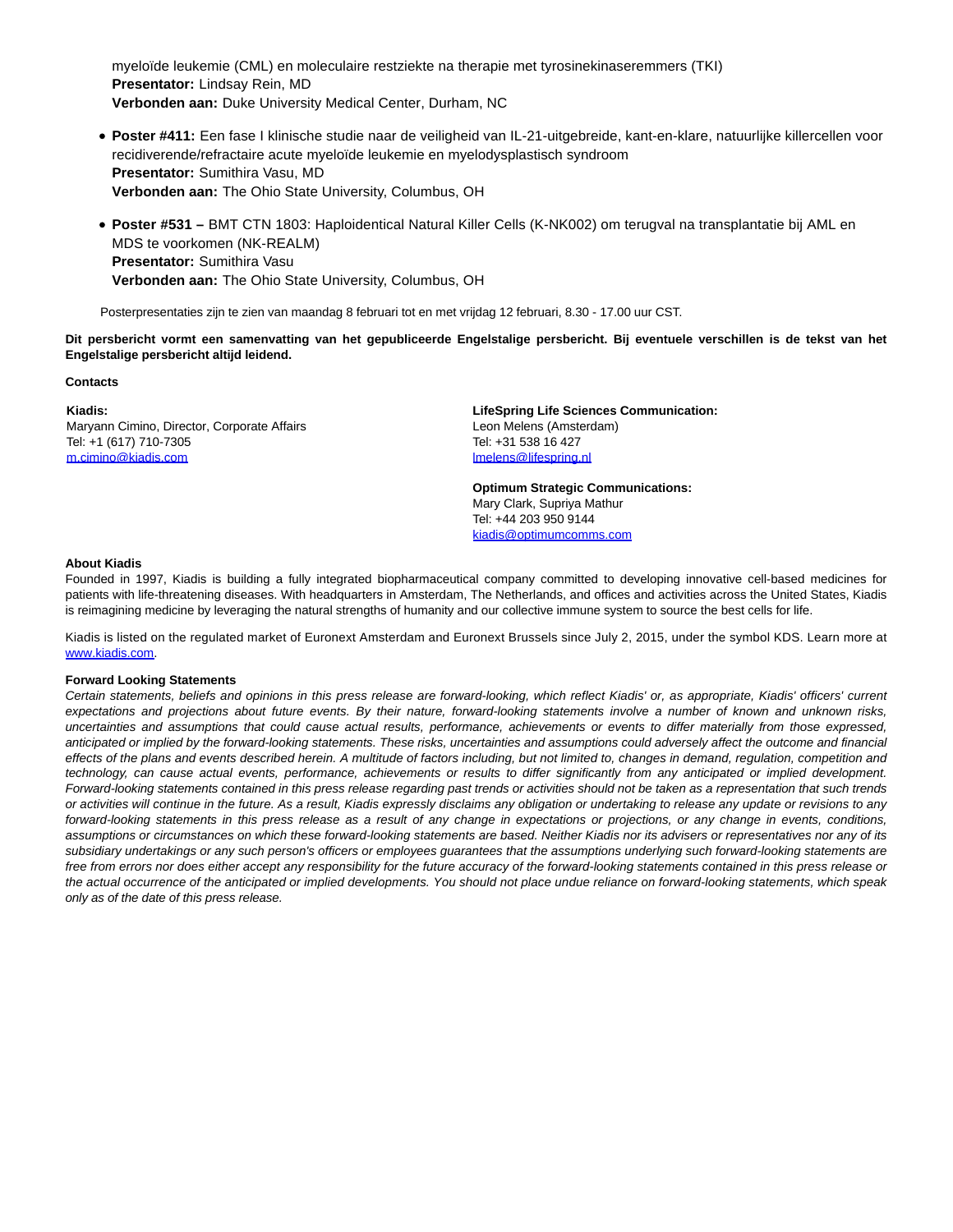myeloïde leukemie (CML) en moleculaire restziekte na therapie met tyrosinekinaseremmers (TKI)
**Presentator:** Lindsay Rein, MD
**Verbonden aan:** Duke University Medical Center, Durham, NC

- **Poster #411:** Een fase I klinische studie naar de veiligheid van IL-21-uitgebreide, kant-en-klare, natuurlijke killercellen voor recidiverende/refractaire acute myeloïde leukemie en myelodysplastisch syndroom
  **Presentator:** Sumithira Vasu, MD
  **Verbonden aan:** The Ohio State University, Columbus, OH

- **Poster #531 –** BMT CTN 1803: Haploidentical Natural Killer Cells (K-NK002) om terugval na transplantatie bij AML en MDS te voorkomen (NK-REALM)
  **Presentator:** Sumithira Vasu
  **Verbonden aan:** The Ohio State University, Columbus, OH

Posterpresentaties zijn te zien van maandag 8 februari tot en met vrijdag 12 februari, 8.30 - 17.00 uur CST.

**Dit persbericht vormt een samenvatting van het gepubliceerde Engelstalige persbericht. Bij eventuele verschillen is de tekst van het Engelstalige persbericht altijd leidend.**

**Contacts**

**Kiadis:**
Maryann Cimino, Director, Corporate Affairs
Tel: +1 (617) 710-7305
m.cimino@kiadis.com

**LifeSpring Life Sciences Communication:**
Leon Melens (Amsterdam)
Tel: +31 538 16 427
lmelens@lifespring.nl

**Optimum Strategic Communications:**
Mary Clark, Supriya Mathur
Tel: +44 203 950 9144
kiadis@optimumcomms.com

**About Kiadis**
Founded in 1997, Kiadis is building a fully integrated biopharmaceutical company committed to developing innovative cell-based medicines for patients with life-threatening diseases. With headquarters in Amsterdam, The Netherlands, and offices and activities across the United States, Kiadis is reimagining medicine by leveraging the natural strengths of humanity and our collective immune system to source the best cells for life.

Kiadis is listed on the regulated market of Euronext Amsterdam and Euronext Brussels since July 2, 2015, under the symbol KDS. Learn more at www.kiadis.com.

**Forward Looking Statements**
*Certain statements, beliefs and opinions in this press release are forward-looking, which reflect Kiadis' or, as appropriate, Kiadis' officers' current expectations and projections about future events. By their nature, forward-looking statements involve a number of known and unknown risks, uncertainties and assumptions that could cause actual results, performance, achievements or events to differ materially from those expressed, anticipated or implied by the forward-looking statements. These risks, uncertainties and assumptions could adversely affect the outcome and financial effects of the plans and events described herein. A multitude of factors including, but not limited to, changes in demand, regulation, competition and technology, can cause actual events, performance, achievements or results to differ significantly from any anticipated or implied development. Forward-looking statements contained in this press release regarding past trends or activities should not be taken as a representation that such trends or activities will continue in the future. As a result, Kiadis expressly disclaims any obligation or undertaking to release any update or revisions to any forward-looking statements in this press release as a result of any change in expectations or projections, or any change in events, conditions, assumptions or circumstances on which these forward-looking statements are based. Neither Kiadis nor its advisers or representatives nor any of its subsidiary undertakings or any such person's officers or employees guarantees that the assumptions underlying such forward-looking statements are free from errors nor does either accept any responsibility for the future accuracy of the forward-looking statements contained in this press release or the actual occurrence of the anticipated or implied developments. You should not place undue reliance on forward-looking statements, which speak only as of the date of this press release.*